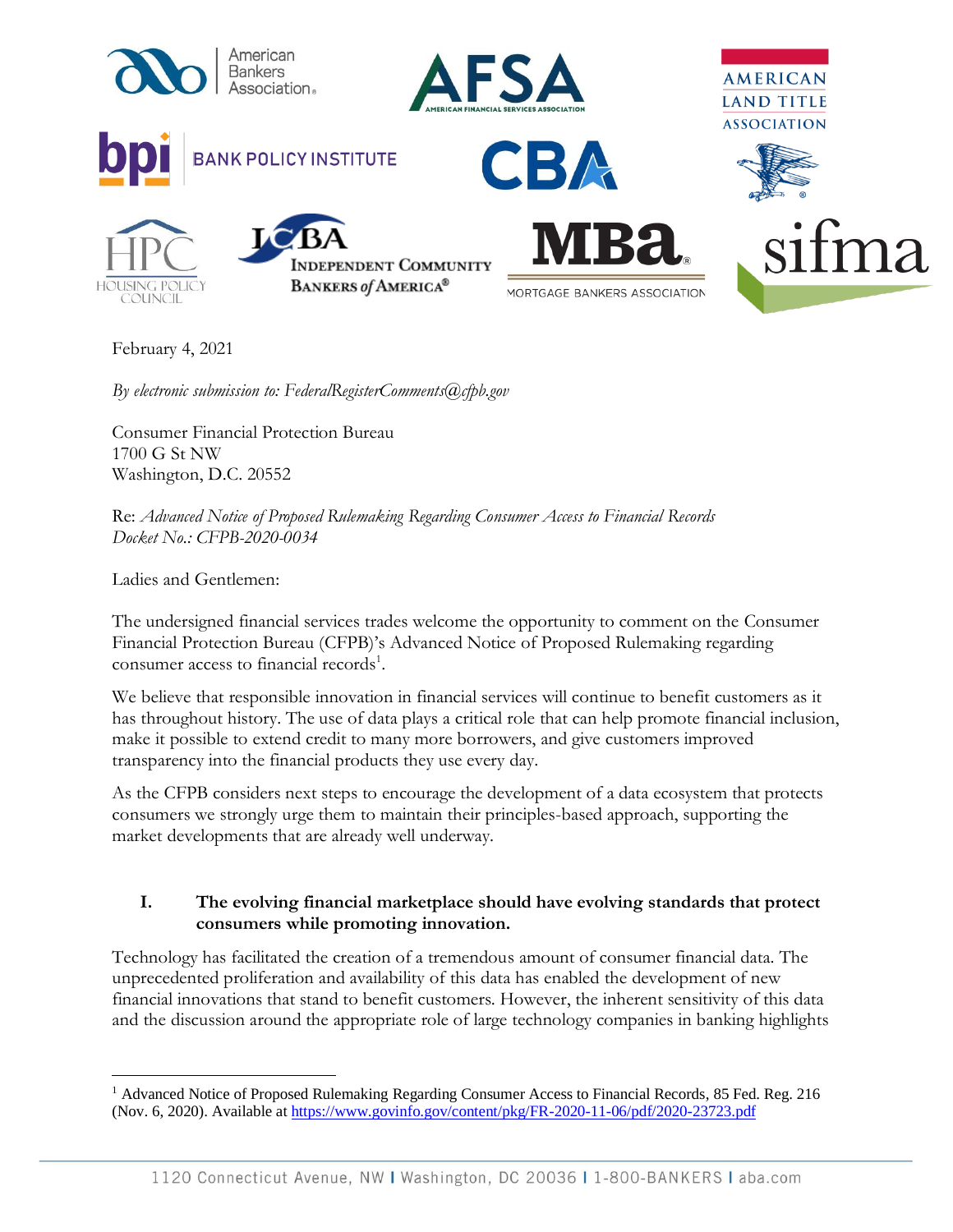February 4, 2021

*By electronic submission to: FederalRegisterComments@cfpb.gov*

Consumer Financial Protection Bureau
1700 G St NW
Washington, D.C. 20552

Re: *Advanced Notice of Proposed Rulemaking Regarding Consumer Access to Financial Records*
*Docket No.: CFPB-2020-0034*

Ladies and Gentlemen:

The undersigned financial services trades welcome the opportunity to comment on the Consumer Financial Protection Bureau (CFPB)'s Advanced Notice of Proposed Rulemaking regarding consumer access to financial records[1].

We believe that responsible innovation in financial services will continue to benefit customers as it has throughout history. The use of data plays a critical role that can help promote financial inclusion, make it possible to extend credit to many more borrowers, and give customers improved transparency into the financial products they use every day.

As the CFPB considers next steps to encourage the development of a data ecosystem that protects consumers we strongly urge them to maintain their principles-based approach, supporting the market developments that are already well underway.

## I. The evolving financial marketplace should have evolving standards that protect consumers while promoting innovation.

Technology has facilitated the creation of a tremendous amount of consumer financial data. The unprecedented proliferation and availability of this data has enabled the development of new financial innovations that stand to benefit customers. However, the inherent sensitivity of this data and the discussion around the appropriate role of large technology companies in banking highlights

[1] Advanced Notice of Proposed Rulemaking Regarding Consumer Access to Financial Records, 85 Fed. Reg. 216 (Nov. 6, 2020). Available at https://www.govinfo.gov/content/pkg/FR-2020-11-06/pdf/2020-23723.pdf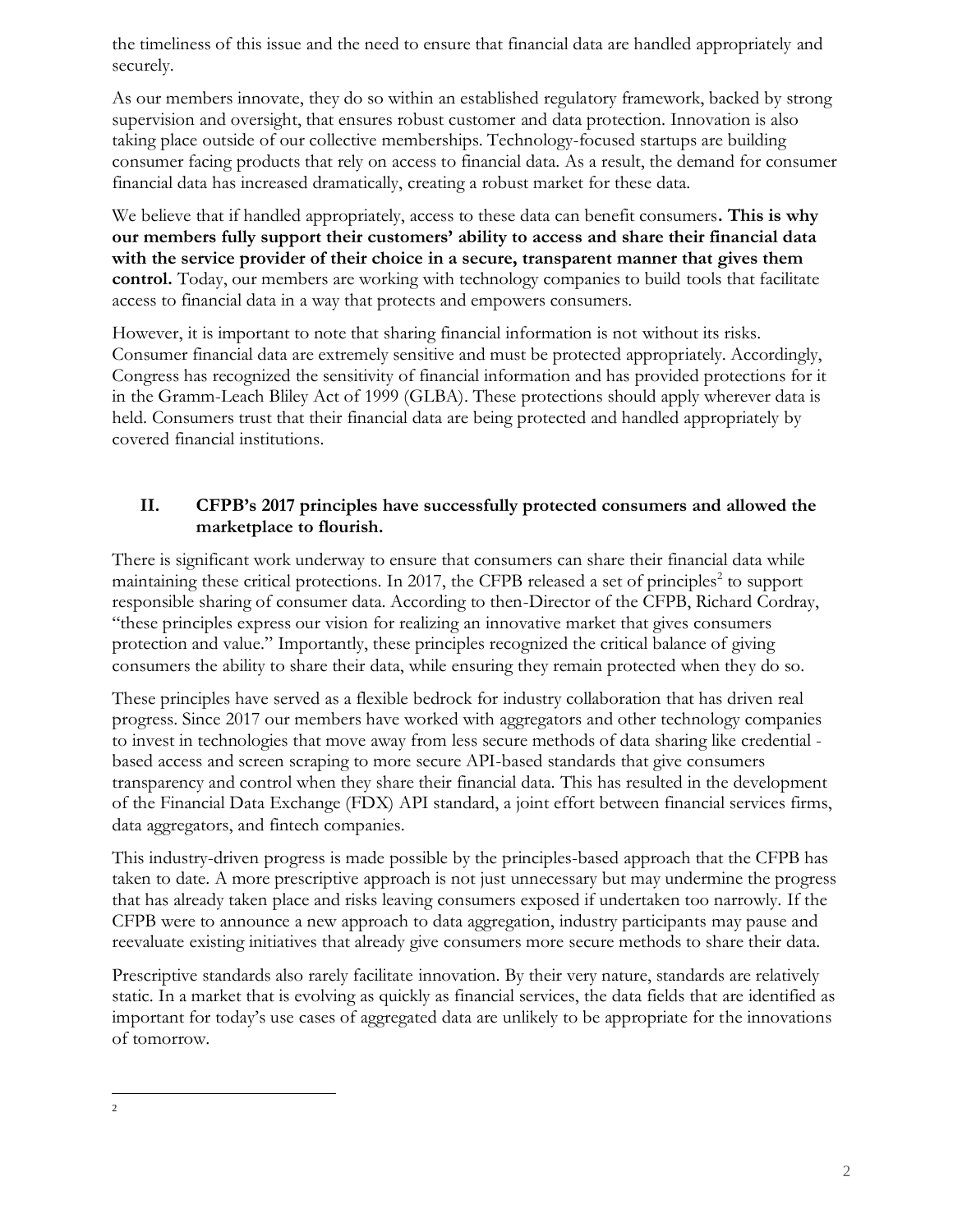the timeliness of this issue and the need to ensure that financial data are handled appropriately and securely.

As our members innovate, they do so within an established regulatory framework, backed by strong supervision and oversight, that ensures robust customer and data protection. Innovation is also taking place outside of our collective memberships. Technology-focused startups are building consumer facing products that rely on access to financial data. As a result, the demand for consumer financial data has increased dramatically, creating a robust market for these data.

We believe that if handled appropriately, access to these data can benefit consumers**. This is why our members fully support their customers' ability to access and share their financial data with the service provider of their choice in a secure, transparent manner that gives them control.** Today, our members are working with technology companies to build tools that facilitate access to financial data in a way that protects and empowers consumers.

However, it is important to note that sharing financial information is not without its risks. Consumer financial data are extremely sensitive and must be protected appropriately. Accordingly, Congress has recognized the sensitivity of financial information and has provided protections for it in the Gramm-Leach Bliley Act of 1999 (GLBA). These protections should apply wherever data is held. Consumers trust that their financial data are being protected and handled appropriately by covered financial institutions.

## II. CFPB's 2017 principles have successfully protected consumers and allowed the marketplace to flourish.

There is significant work underway to ensure that consumers can share their financial data while maintaining these critical protections. In 2017, the CFPB released a set of principles[2] to support responsible sharing of consumer data. According to then-Director of the CFPB, Richard Cordray, "these principles express our vision for realizing an innovative market that gives consumers protection and value." Importantly, these principles recognized the critical balance of giving consumers the ability to share their data, while ensuring they remain protected when they do so.

These principles have served as a flexible bedrock for industry collaboration that has driven real progress. Since 2017 our members have worked with aggregators and other technology companies to invest in technologies that move away from less secure methods of data sharing like credential - based access and screen scraping to more secure API-based standards that give consumers transparency and control when they share their financial data. This has resulted in the development of the Financial Data Exchange (FDX) API standard, a joint effort between financial services firms, data aggregators, and fintech companies.

This industry-driven progress is made possible by the principles-based approach that the CFPB has taken to date. A more prescriptive approach is not just unnecessary but may undermine the progress that has already taken place and risks leaving consumers exposed if undertaken too narrowly. If the CFPB were to announce a new approach to data aggregation, industry participants may pause and reevaluate existing initiatives that already give consumers more secure methods to share their data.

Prescriptive standards also rarely facilitate innovation. By their very nature, standards are relatively static. In a market that is evolving as quickly as financial services, the data fields that are identified as important for today's use cases of aggregated data are unlikely to be appropriate for the innovations of tomorrow.

---

[2]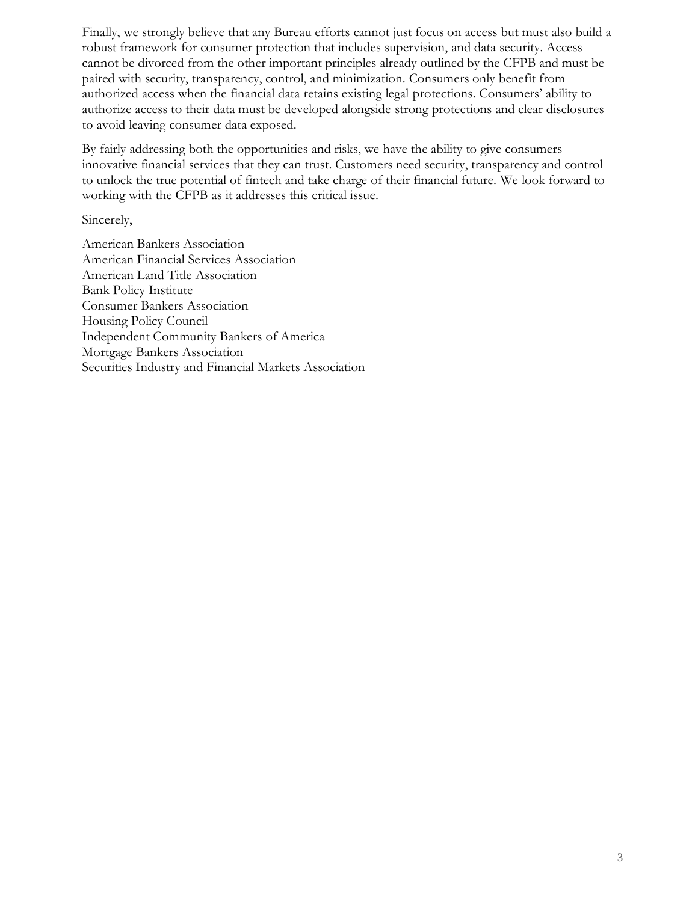Finally, we strongly believe that any Bureau efforts cannot just focus on access but must also build a robust framework for consumer protection that includes supervision, and data security. Access cannot be divorced from the other important principles already outlined by the CFPB and must be paired with security, transparency, control, and minimization. Consumers only benefit from authorized access when the financial data retains existing legal protections. Consumers' ability to authorize access to their data must be developed alongside strong protections and clear disclosures to avoid leaving consumer data exposed.

By fairly addressing both the opportunities and risks, we have the ability to give consumers innovative financial services that they can trust. Customers need security, transparency and control to unlock the true potential of fintech and take charge of their financial future. We look forward to working with the CFPB as it addresses this critical issue.

Sincerely,

American Bankers Association
American Financial Services Association
American Land Title Association
Bank Policy Institute
Consumer Bankers Association
Housing Policy Council
Independent Community Bankers of America
Mortgage Bankers Association
Securities Industry and Financial Markets Association